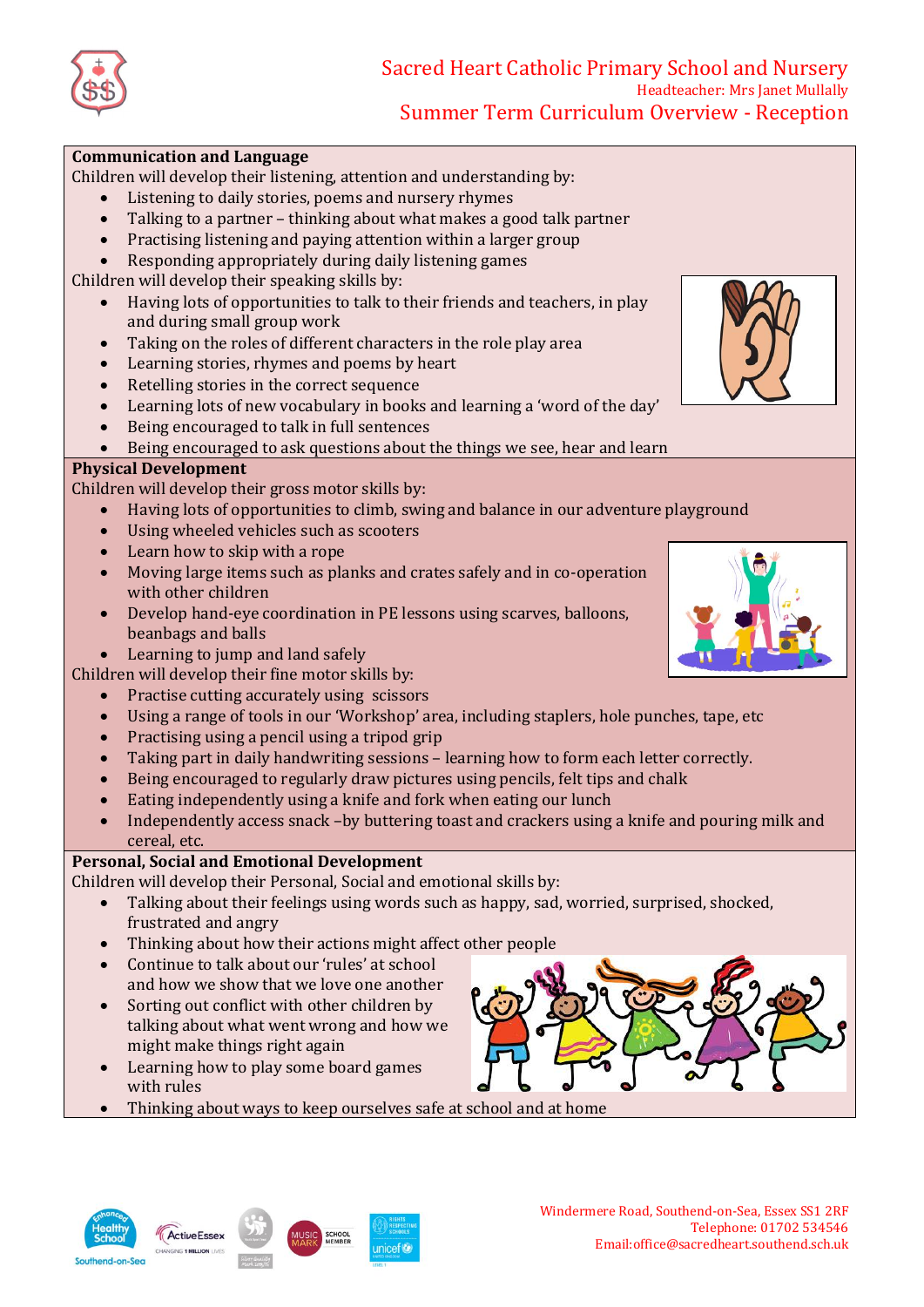# Sacred Heart Catholic Primary School and Nursery

Headteacher: Mrs Janet Mullally

## Summer Term Curriculum Overview - Reception

**Communication and Language**

Children will develop their listening, attention and understanding by:

- Listening to daily stories, poems and nursery rhymes
- Talking to a partner – thinking about what makes a good talk partner
- Practising listening and paying attention within a larger group
- Responding appropriately during daily listening games

Children will develop their speaking skills by:

- Having lots of opportunities to talk to their friends and teachers, in play and during small group work
- Taking on the roles of different characters in the role play area
- Learning stories, rhymes and poems by heart
- Retelling stories in the correct sequence
- Learning lots of new vocabulary in books and learning a 'word of the day'
- Being encouraged to talk in full sentences
- Being encouraged to ask questions about the things we see, hear and learn

**Physical Development**

Children will develop their gross motor skills by:

- Having lots of opportunities to climb, swing and balance in our adventure playground
- Using wheeled vehicles such as scooters
- Learn how to skip with a rope
- Moving large items such as planks and crates safely and in co-operation with other children
- Develop hand-eye coordination in PE lessons using scarves, balloons, beanbags and balls
- Learning to jump and land safely

Children will develop their fine motor skills by:

- Practise cutting accurately using scissors
- Using a range of tools in our 'Workshop' area, including staplers, hole punches, tape, etc
- Practising using a pencil using a tripod grip
- Taking part in daily handwriting sessions – learning how to form each letter correctly.
- Being encouraged to regularly draw pictures using pencils, felt tips and chalk
- Eating independently using a knife and fork when eating our lunch
- Independently access snack –by buttering toast and crackers using a knife and pouring milk and cereal, etc.

**Personal, Social and Emotional Development**

Children will develop their Personal, Social and emotional skills by:

- Talking about their feelings using words such as happy, sad, worried, surprised, shocked, frustrated and angry
- Thinking about how their actions might affect other people
- Continue to talk about our 'rules' at school and how we show that we love one another
- Sorting out conflict with other children by talking about what went wrong and how we might make things right again
- Learning how to play some board games with rules
- Thinking about ways to keep ourselves safe at school and at home

Windermere Road, Southend-on-Sea, Essex SS1 2RF
Telephone: 01702 534546
Email:office@sacredheart.southend.sch.uk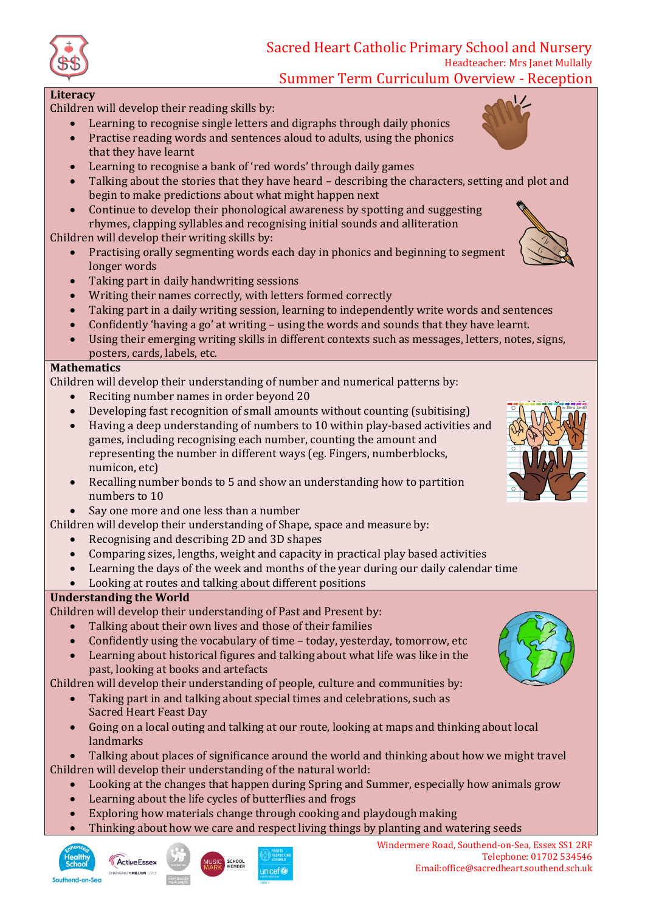# Sacred Heart Catholic Primary School and Nursery

Headteacher: Mrs Janet Mullally

## Summer Term Curriculum Overview - Reception

### Literacy

Children will develop their reading skills by:

- Learning to recognise single letters and digraphs through daily phonics
- Practise reading words and sentences aloud to adults, using the phonics that they have learnt
- Learning to recognise a bank of 'red words' through daily games
- Talking about the stories that they have heard – describing the characters, setting and plot and begin to make predictions about what might happen next
- Continue to develop their phonological awareness by spotting and suggesting rhymes, clapping syllables and recognising initial sounds and alliteration

Children will develop their writing skills by:

- Practising orally segmenting words each day in phonics and beginning to segment longer words
- Taking part in daily handwriting sessions
- Writing their names correctly, with letters formed correctly
- Taking part in a daily writing session, learning to independently write words and sentences
- Confidently 'having a go' at writing – using the words and sounds that they have learnt.
- Using their emerging writing skills in different contexts such as messages, letters, notes, signs, posters, cards, labels, etc.

### Mathematics

Children will develop their understanding of number and numerical patterns by:

- Reciting number names in order beyond 20
- Developing fast recognition of small amounts without counting (subitising)
- Having a deep understanding of numbers to 10 within play-based activities and games, including recognising each number, counting the amount and representing the number in different ways (eg. Fingers, numberblocks, numicon, etc)
- Recalling number bonds to 5 and show an understanding how to partition numbers to 10
- Say one more and one less than a number

Children will develop their understanding of Shape, space and measure by:

- Recognising and describing 2D and 3D shapes
- Comparing sizes, lengths, weight and capacity in practical play based activities
- Learning the days of the week and months of the year during our daily calendar time
- Looking at routes and talking about different positions

### Understanding the World

Children will develop their understanding of Past and Present by:

- Talking about their own lives and those of their families
- Confidently using the vocabulary of time – today, yesterday, tomorrow, etc
- Learning about historical figures and talking about what life was like in the past, looking at books and artefacts

Children will develop their understanding of people, culture and communities by:

- Taking part in and talking about special times and celebrations, such as Sacred Heart Feast Day
- Going on a local outing and talking at our route, looking at maps and thinking about local landmarks
- Talking about places of significance around the world and thinking about how we might travel

Children will develop their understanding of the natural world:

- Looking at the changes that happen during Spring and Summer, especially how animals grow
- Learning about the life cycles of butterflies and frogs
- Exploring how materials change through cooking and playdough making
- Thinking about how we care and respect living things by planting and watering seeds

Windermere Road, Southend-on-Sea, Essex SS1 2RF
Telephone: 01702 534546
Email:office@sacredheart.southend.sch.uk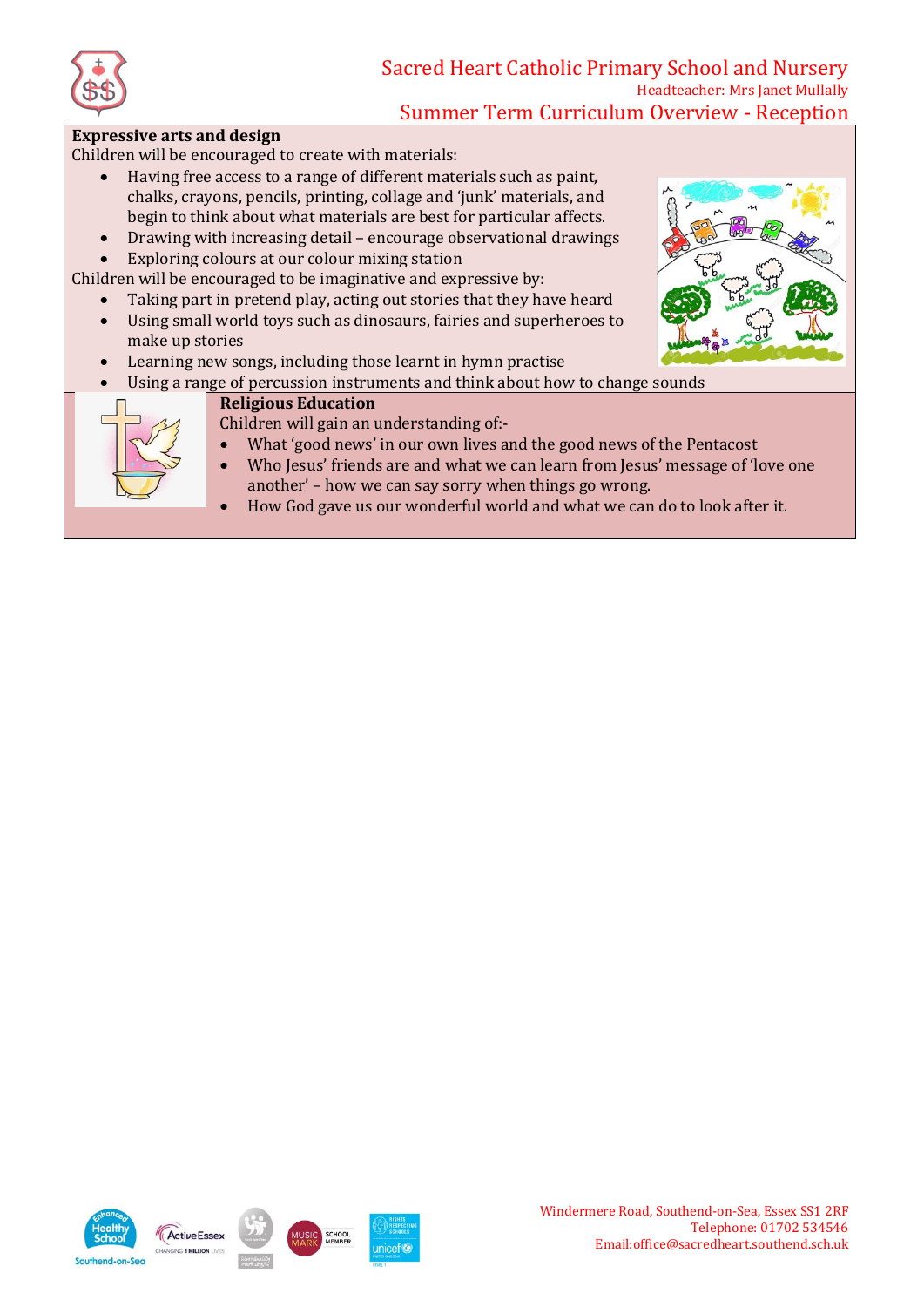## Expressive arts and design

Children will be encouraged to create with materials:

- Having free access to a range of different materials such as paint, chalks, crayons, pencils, printing, collage and 'junk' materials, and begin to think about what materials are best for particular affects.
- Drawing with increasing detail – encourage observational drawings
- Exploring colours at our colour mixing station

Children will be encouraged to be imaginative and expressive by:

- Taking part in pretend play, acting out stories that they have heard
- Using small world toys such as dinosaurs, fairies and superheroes to make up stories
- Learning new songs, including those learnt in hymn practise
- Using a range of percussion instruments and think about how to change sounds

## Religious Education

Children will gain an understanding of:-

- What 'good news' in our own lives and the good news of the Pentacost
- Who Jesus' friends are and what we can learn from Jesus' message of 'love one another' – how we can say sorry when things go wrong.
- How God gave us our wonderful world and what we can do to look after it.